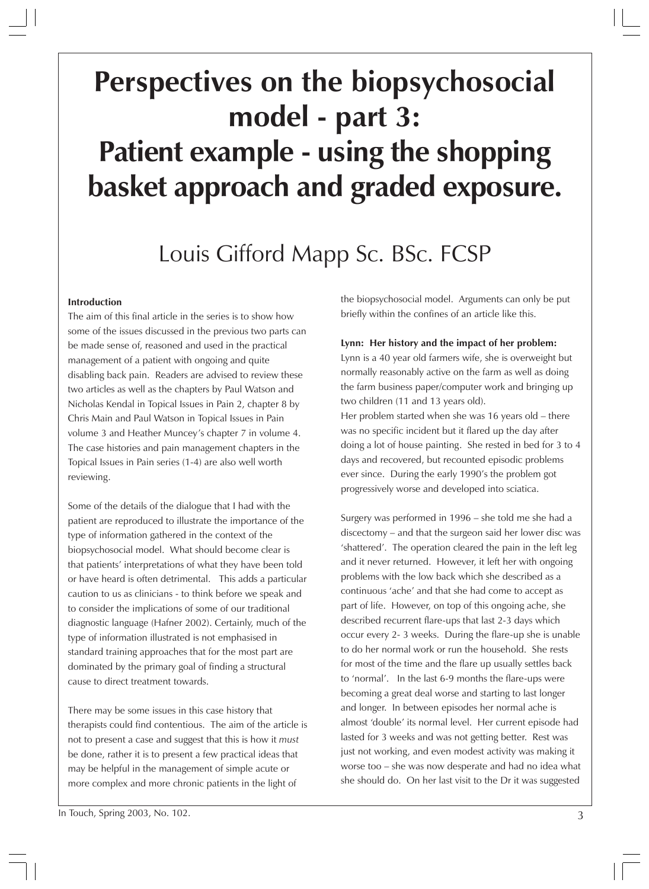# Perspectives on the biopsychosocial model - part 3: Patient example - using the shopping basket approach and graded exposure.

Louis Gifford Mapp Sc. BSc. FCSP

**Introduction**

The aim of this final article in the series is to show how some of the issues discussed in the previous two parts can be made sense of, reasoned and used in the practical management of a patient with ongoing and quite disabling back pain. Readers are advised to review these two articles as well as the chapters by Paul Watson and Nicholas Kendal in Topical Issues in Pain 2, chapter 8 by Chris Main and Paul Watson in Topical Issues in Pain volume 3 and Heather Muncey's chapter 7 in volume 4. The case histories and pain management chapters in the Topical Issues in Pain series (1-4) are also well worth reviewing.

Some of the details of the dialogue that I had with the patient are reproduced to illustrate the importance of the type of information gathered in the context of the biopsychosocial model. What should become clear is that patients' interpretations of what they have been told or have heard is often detrimental. This adds a particular caution to us as clinicians - to think before we speak and to consider the implications of some of our traditional diagnostic language (Hafner 2002). Certainly, much of the type of information illustrated is not emphasised in standard training approaches that for the most part are dominated by the primary goal of finding a structural cause to direct treatment towards.

There may be some issues in this case history that therapists could find contentious. The aim of the article is not to present a case and suggest that this is how it *must* be done, rather it is to present a few practical ideas that may be helpful in the management of simple acute or more complex and more chronic patients in the light of the biopsychosocial model. Arguments can only be put briefly within the confines of an article like this.

**Lynn: Her history and the impact of her problem:**

Lynn is a 40 year old farmers wife, she is overweight but normally reasonably active on the farm as well as doing the farm business paper/computer work and bringing up two children (11 and 13 years old).

Her problem started when she was 16 years old – there was no specific incident but it flared up the day after doing a lot of house painting. She rested in bed for 3 to 4 days and recovered, but recounted episodic problems ever since. During the early 1990's the problem got progressively worse and developed into sciatica.

Surgery was performed in 1996 – she told me she had a discectomy – and that the surgeon said her lower disc was 'shattered'. The operation cleared the pain in the left leg and it never returned. However, it left her with ongoing problems with the low back which she described as a continuous 'ache' and that she had come to accept as part of life. However, on top of this ongoing ache, she described recurrent flare-ups that last 2-3 days which occur every 2- 3 weeks. During the flare-up she is unable to do her normal work or run the household. She rests for most of the time and the flare up usually settles back to 'normal'. In the last 6-9 months the flare-ups were becoming a great deal worse and starting to last longer and longer. In between episodes her normal ache is almost 'double' its normal level. Her current episode had lasted for 3 weeks and was not getting better. Rest was just not working, and even modest activity was making it worse too – she was now desperate and had no idea what she should do. On her last visit to the Dr it was suggested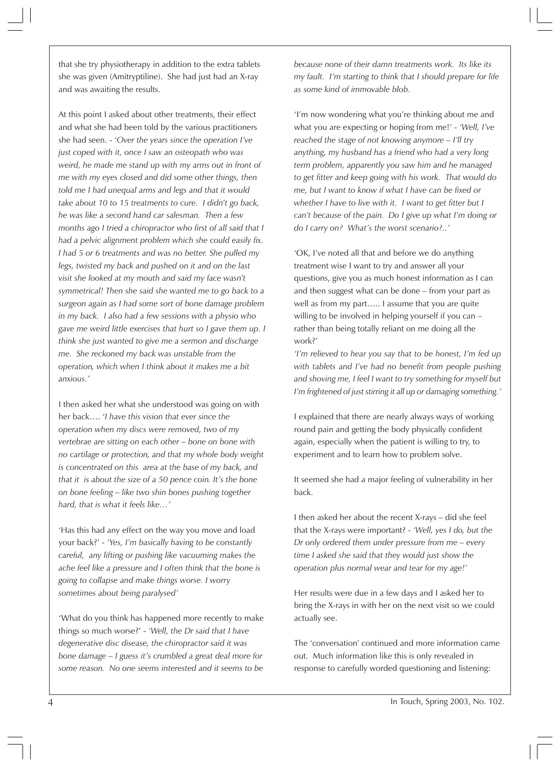that she try physiotherapy in addition to the extra tablets she was given (Amitryptiline). She had just had an X-ray and was awaiting the results.

At this point I asked about other treatments, their effect and what she had been told by the various practitioners she had seen. - *'Over the years since the operation I've just coped with it, once I saw an osteopath who was weird, he made me stand up with my arms out in front of me with my eyes closed and did some other things, then told me I had unequal arms and legs and that it would take about 10 to 15 treatments to cure. I didn't go back, he was like a second hand car salesman. Then a few months ago I tried a chiropractor who first of all said that I had a pelvic alignment problem which she could easily fix. I had 5 or 6 treatments and was no better. She pulled my legs, twisted my back and pushed on it and on the last visit she looked at my mouth and said my face wasn't symmetrical! Then she said she wanted me to go back to a surgeon again as I had some sort of bone damage problem in my back. I also had a few sessions with a physio who gave me weird little exercises that hurt so I gave them up. I think she just wanted to give me a sermon and discharge me. She reckoned my back was unstable from the operation, which when I think about it makes me a bit anxious.'*

I then asked her what she understood was going on with her back…. *'I have this vision that ever since the operation when my discs were removed, two of my vertebrae are sitting on each other – bone on bone with no cartilage or protection, and that my whole body weight is concentrated on this area at the base of my back, and that it is about the size of a 50 pence coin. It's the bone on bone feeling – like two shin bones pushing together hard, that is what it feels like…'*

'Has this had any effect on the way you move and load your back?' - *'Yes, I'm basically having to be constantly careful, any lifting or pushing like vacuuming makes the ache feel like a pressure and I often think that the bone is going to collapse and make things worse. I worry sometimes about being paralysed'*

'What do you think has happened more recently to make things so much worse?' - *'Well, the Dr said that I have degenerative disc disease, the chiropractor said it was bone damage – I guess it's crumbled a great deal more for some reason. No one seems interested and it seems to be because none of their damn treatments work. Its like its my fault. I'm starting to think that I should prepare for life as some kind of immovable blob.*

'I'm now wondering what you're thinking about me and what you are expecting or hoping from me!' - *'Well, I've reached the stage of not knowing anymore – I'll try anything, my husband has a friend who had a very long term problem, apparently you saw him and he managed to get fitter and keep going with his work. That would do me, but I want to know if what I have can be fixed or whether I have to live with it. I want to get fitter but I can't because of the pain. Do I give up what I'm doing or do I carry on? What's the worst scenario?..'*

'OK, I've noted all that and before we do anything treatment wise I want to try and answer all your questions, give you as much honest information as I can and then suggest what can be done – from your part as well as from my part….. I assume that you are quite willing to be involved in helping yourself if you can – rather than being totally reliant on me doing all the work?'

*'I'm relieved to hear you say that to be honest, I'm fed up with tablets and I've had no benefit from people pushing and shoving me, I feel I want to try something for myself but I'm frightened of just stirring it all up or damaging something.'*

I explained that there are nearly always ways of working round pain and getting the body physically confident again, especially when the patient is willing to try, to experiment and to learn how to problem solve.

It seemed she had a major feeling of vulnerability in her back.

I then asked her about the recent X-rays – did she feel that the X-rays were important? - *'Well, yes I do, but the Dr only ordered them under pressure from me – every time I asked she said that they would just show the operation plus normal wear and tear for my age!'*

Her results were due in a few days and I asked her to bring the X-rays in with her on the next visit so we could actually see.

The 'conversation' continued and more information came out. Much information like this is only revealed in response to carefully worded questioning and listening: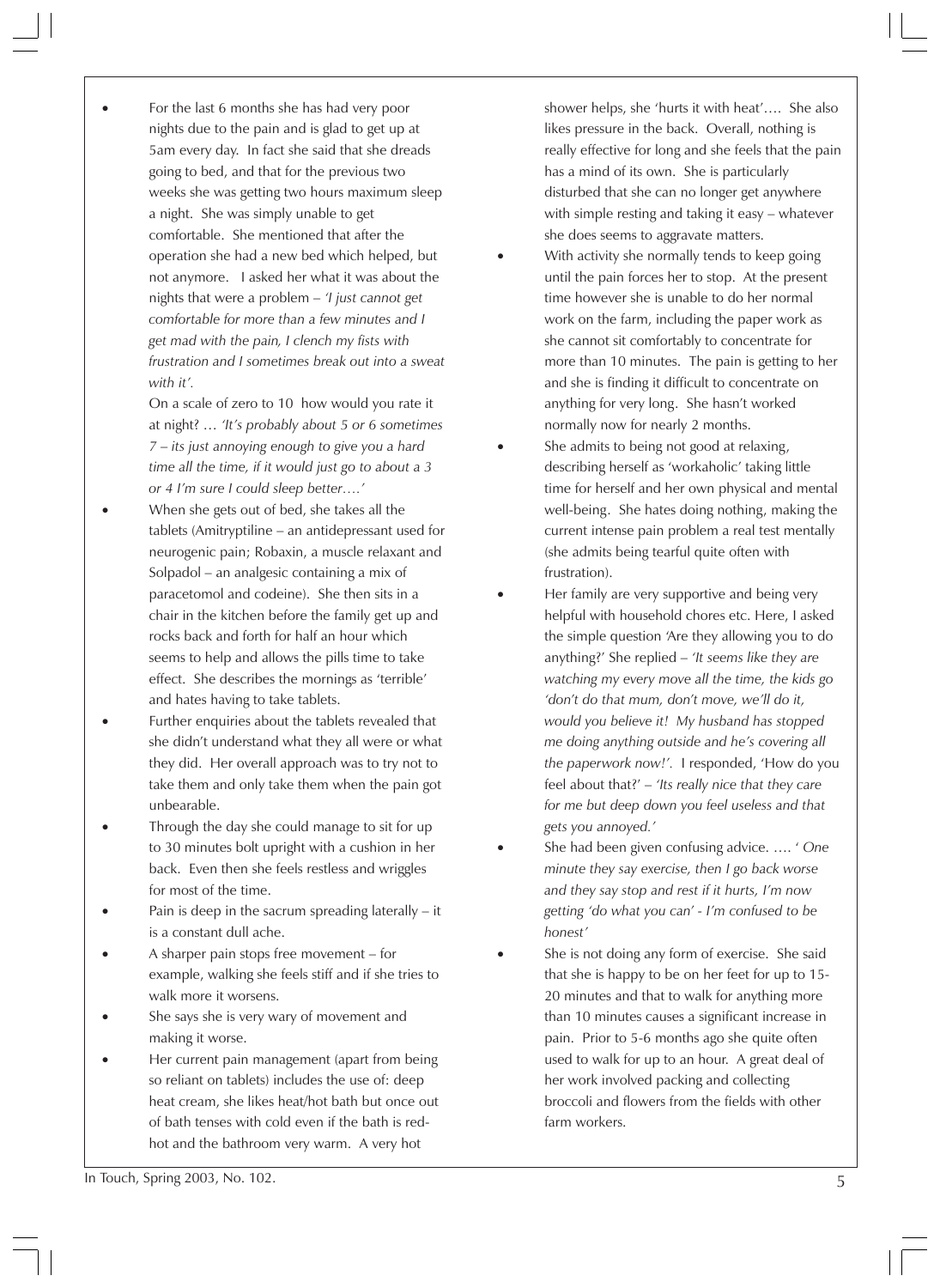- For the last 6 months she has had very poor nights due to the pain and is glad to get up at 5am every day. In fact she said that she dreads going to bed, and that for the previous two weeks she was getting two hours maximum sleep a night. She was simply unable to get comfortable. She mentioned that after the operation she had a new bed which helped, but not anymore. I asked her what it was about the nights that were a problem – *'I just cannot get comfortable for more than a few minutes and I get mad with the pain, I clench my fists with frustration and I sometimes break out into a sweat with it'.*

  On a scale of zero to 10 how would you rate it at night? … *'It's probably about 5 or 6 sometimes 7 – its just annoying enough to give you a hard time all the time, if it would just go to about a 3 or 4 I'm sure I could sleep better….'*
- When she gets out of bed, she takes all the tablets (Amitryptiline – an antidepressant used for neurogenic pain; Robaxin, a muscle relaxant and Solpadol – an analgesic containing a mix of paracetomol and codeine). She then sits in a chair in the kitchen before the family get up and rocks back and forth for half an hour which seems to help and allows the pills time to take effect. She describes the mornings as 'terrible' and hates having to take tablets.
- Further enquiries about the tablets revealed that she didn't understand what they all were or what they did. Her overall approach was to try not to take them and only take them when the pain got unbearable.
- Through the day she could manage to sit for up to 30 minutes bolt upright with a cushion in her back. Even then she feels restless and wriggles for most of the time.
- Pain is deep in the sacrum spreading laterally – it is a constant dull ache.
- A sharper pain stops free movement – for example, walking she feels stiff and if she tries to walk more it worsens.
- She says she is very wary of movement and making it worse.
- Her current pain management (apart from being so reliant on tablets) includes the use of: deep heat cream, she likes heat/hot bath but once out of bath tenses with cold even if the bath is red-hot and the bathroom very warm. A very hot shower helps, she 'hurts it with heat'…. She also likes pressure in the back. Overall, nothing is really effective for long and she feels that the pain has a mind of its own. She is particularly disturbed that she can no longer get anywhere with simple resting and taking it easy – whatever she does seems to aggravate matters.
- With activity she normally tends to keep going until the pain forces her to stop. At the present time however she is unable to do her normal work on the farm, including the paper work as she cannot sit comfortably to concentrate for more than 10 minutes. The pain is getting to her and she is finding it difficult to concentrate on anything for very long. She hasn't worked normally now for nearly 2 months.
- She admits to being not good at relaxing, describing herself as 'workaholic' taking little time for herself and her own physical and mental well-being. She hates doing nothing, making the current intense pain problem a real test mentally (she admits being tearful quite often with frustration).
- Her family are very supportive and being very helpful with household chores etc. Here, I asked the simple question 'Are they allowing you to do anything?' She replied – *'It seems like they are watching my every move all the time, the kids go 'don't do that mum, don't move, we'll do it, would you believe it! My husband has stopped me doing anything outside and he's covering all the paperwork now!'.* I responded, 'How do you feel about that?' – *'Its really nice that they care for me but deep down you feel useless and that gets you annoyed.'*
- She had been given confusing advice. …. ' *One minute they say exercise, then I go back worse and they say stop and rest if it hurts, I'm now getting 'do what you can' - I'm confused to be honest'*
- She is not doing any form of exercise. She said that she is happy to be on her feet for up to 15-20 minutes and that to walk for anything more than 10 minutes causes a significant increase in pain. Prior to 5-6 months ago she quite often used to walk for up to an hour. A great deal of her work involved packing and collecting broccoli and flowers from the fields with other farm workers.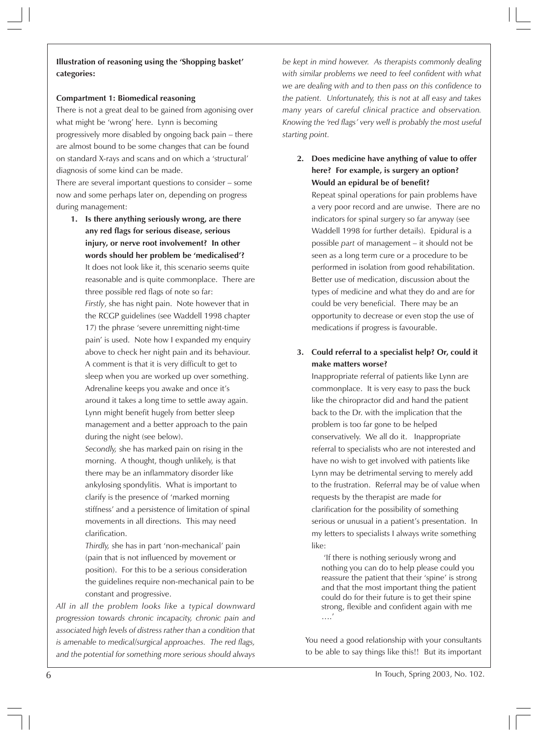**Illustration of reasoning using the 'Shopping basket' categories:**

**Compartment 1: Biomedical reasoning**

There is not a great deal to be gained from agonising over what might be 'wrong' here. Lynn is becoming progressively more disabled by ongoing back pain – there are almost bound to be some changes that can be found on standard X-rays and scans and on which a 'structural' diagnosis of some kind can be made.

There are several important questions to consider – some now and some perhaps later on, depending on progress during management:

1. **Is there anything seriously wrong, are there any red flags for serious disease, serious injury, or nerve root involvement? In other words should her problem be 'medicalised'?**

   It does not look like it, this scenario seems quite reasonable and is quite commonplace. There are three possible red flags of note so far:

   *Firstly*, she has night pain. Note however that in the RCGP guidelines (see Waddell 1998 chapter 17) the phrase 'severe unremitting night-time pain' is used. Note how I expanded my enquiry above to check her night pain and its behaviour. A comment is that it is very difficult to get to sleep when you are worked up over something. Adrenaline keeps you awake and once it's around it takes a long time to settle away again. Lynn might benefit hugely from better sleep management and a better approach to the pain during the night (see below).

   *Secondly,* she has marked pain on rising in the morning. A thought, though unlikely, is that there may be an inflammatory disorder like ankylosing spondylitis. What is important to clarify is the presence of 'marked morning stiffness' and a persistence of limitation of spinal movements in all directions. This may need clarification.

   *Thirdly,* she has in part 'non-mechanical' pain (pain that is not influenced by movement or position). For this to be a serious consideration the guidelines require non-mechanical pain to be constant and progressive.

*All in all the problem looks like a typical downward progression towards chronic incapacity, chronic pain and associated high levels of distress rather than a condition that is amenable to medical/surgical approaches. The red flags, and the potential for something more serious should always be kept in mind however. As therapists commonly dealing with similar problems we need to feel confident with what we are dealing with and to then pass on this confidence to the patient. Unfortunately, this is not at all easy and takes many years of careful clinical practice and observation. Knowing the 'red flags' very well is probably the most useful starting point.*

2. **Does medicine have anything of value to offer here? For example, is surgery an option? Would an epidural be of benefit?**

   Repeat spinal operations for pain problems have a very poor record and are unwise. There are no indicators for spinal surgery so far anyway (see Waddell 1998 for further details). Epidural is a possible *part* of management – it should not be seen as a long term cure or a procedure to be performed in isolation from good rehabilitation. Better use of medication, discussion about the types of medicine and what they do and are for could be very beneficial. There may be an opportunity to decrease or even stop the use of medications if progress is favourable.

3. **Could referral to a specialist help? Or, could it make matters worse?**

   Inappropriate referral of patients like Lynn are commonplace. It is very easy to pass the buck like the chiropractor did and hand the patient back to the Dr. with the implication that the problem is too far gone to be helped conservatively. We all do it. Inappropriate referral to specialists who are not interested and have no wish to get involved with patients like Lynn may be detrimental serving to merely add to the frustration. Referral may be of value when requests by the therapist are made for clarification for the possibility of something serious or unusual in a patient's presentation. In my letters to specialists I always write something like:

   > 'If there is nothing seriously wrong and nothing you can do to help please could you reassure the patient that their 'spine' is strong and that the most important thing the patient could do for their future is to get their spine strong, flexible and confident again with me ….'

   You need a good relationship with your consultants to be able to say things like this!! But its important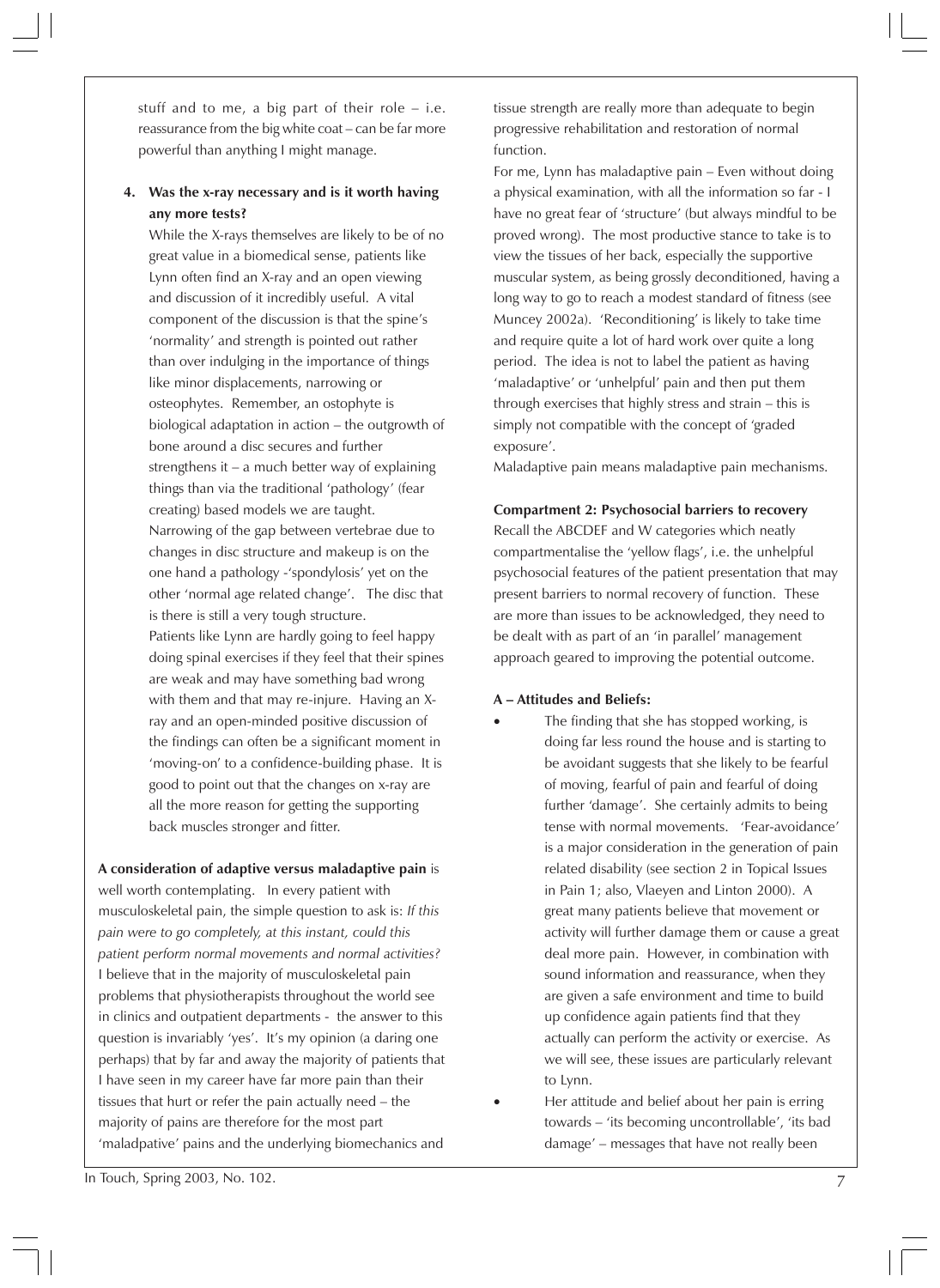stuff and to me, a big part of their role – i.e. reassurance from the big white coat – can be far more powerful than anything I might manage.

4. **Was the x-ray necessary and is it worth having any more tests?**

   While the X-rays themselves are likely to be of no great value in a biomedical sense, patients like Lynn often find an X-ray and an open viewing and discussion of it incredibly useful. A vital component of the discussion is that the spine's 'normality' and strength is pointed out rather than over indulging in the importance of things like minor displacements, narrowing or osteophytes. Remember, an ostophyte is biological adaptation in action – the outgrowth of bone around a disc secures and further strengthens it – a much better way of explaining things than via the traditional 'pathology' (fear creating) based models we are taught. Narrowing of the gap between vertebrae due to changes in disc structure and makeup is on the one hand a pathology -'spondylosis' yet on the other 'normal age related change'. The disc that is there is still a very tough structure.

   Patients like Lynn are hardly going to feel happy doing spinal exercises if they feel that their spines are weak and may have something bad wrong with them and that may re-injure. Having an X-ray and an open-minded positive discussion of the findings can often be a significant moment in 'moving-on' to a confidence-building phase. It is good to point out that the changes on x-ray are all the more reason for getting the supporting back muscles stronger and fitter.

**A consideration of adaptive versus maladaptive pain** is well worth contemplating. In every patient with musculoskeletal pain, the simple question to ask is: *If this pain were to go completely, at this instant, could this patient perform normal movements and normal activities?* I believe that in the majority of musculoskeletal pain problems that physiotherapists throughout the world see in clinics and outpatient departments - the answer to this question is invariably 'yes'. It's my opinion (a daring one perhaps) that by far and away the majority of patients that I have seen in my career have far more pain than their tissues that hurt or refer the pain actually need – the majority of pains are therefore for the most part 'maladpative' pains and the underlying biomechanics and tissue strength are really more than adequate to begin progressive rehabilitation and restoration of normal function.

For me, Lynn has maladaptive pain – Even without doing a physical examination, with all the information so far - I have no great fear of 'structure' (but always mindful to be proved wrong). The most productive stance to take is to view the tissues of her back, especially the supportive muscular system, as being grossly deconditioned, having a long way to go to reach a modest standard of fitness (see Muncey 2002a). 'Reconditioning' is likely to take time and require quite a lot of hard work over quite a long period. The idea is not to label the patient as having 'maladaptive' or 'unhelpful' pain and then put them through exercises that highly stress and strain – this is simply not compatible with the concept of 'graded exposure'.

Maladaptive pain means maladaptive pain mechanisms.

**Compartment 2: Psychosocial barriers to recovery**

Recall the ABCDEF and W categories which neatly compartmentalise the 'yellow flags', i.e. the unhelpful psychosocial features of the patient presentation that may present barriers to normal recovery of function. These are more than issues to be acknowledged, they need to be dealt with as part of an 'in parallel' management approach geared to improving the potential outcome.

**A – Attitudes and Beliefs:**

- The finding that she has stopped working, is doing far less round the house and is starting to be avoidant suggests that she likely to be fearful of moving, fearful of pain and fearful of doing further 'damage'. She certainly admits to being tense with normal movements. 'Fear-avoidance' is a major consideration in the generation of pain related disability (see section 2 in Topical Issues in Pain 1; also, Vlaeyen and Linton 2000). A great many patients believe that movement or activity will further damage them or cause a great deal more pain. However, in combination with sound information and reassurance, when they are given a safe environment and time to build up confidence again patients find that they actually can perform the activity or exercise. As we will see, these issues are particularly relevant to Lynn.
- Her attitude and belief about her pain is erring towards – 'its becoming uncontrollable', 'its bad damage' – messages that have not really been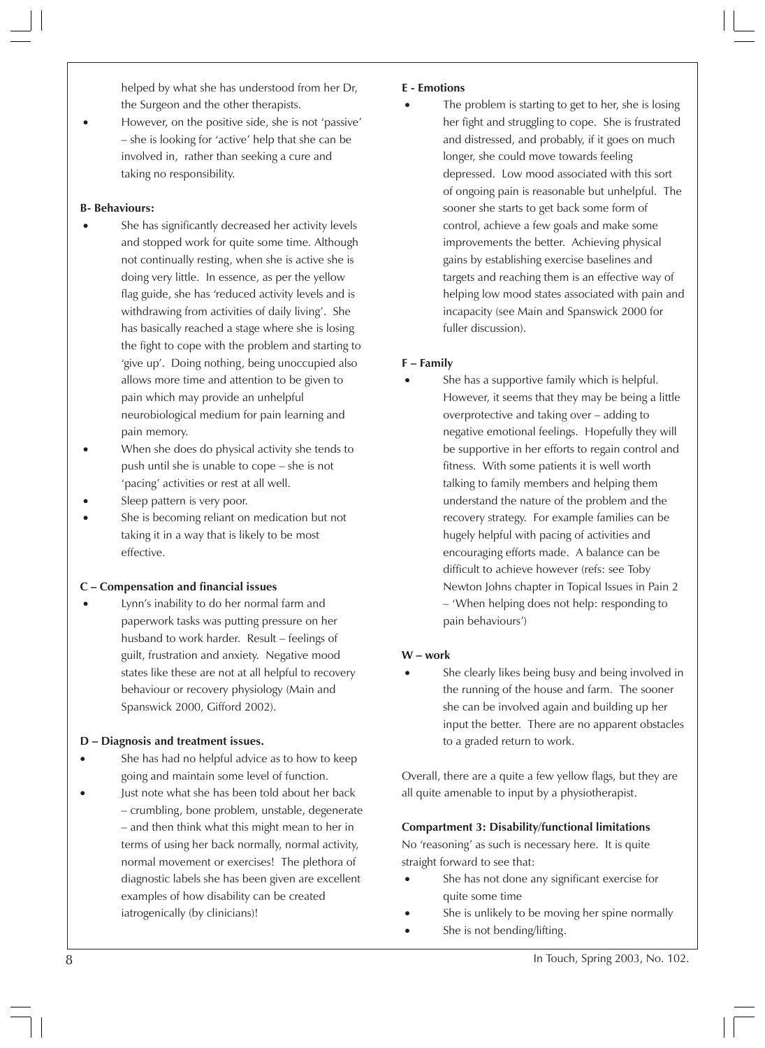helped by what she has understood from her Dr, the Surgeon and the other therapists.

- However, on the positive side, she is not 'passive' – she is looking for 'active' help that she can be involved in, rather than seeking a cure and taking no responsibility.

**B- Behaviours:**

- She has significantly decreased her activity levels and stopped work for quite some time. Although not continually resting, when she is active she is doing very little. In essence, as per the yellow flag guide, she has 'reduced activity levels and is withdrawing from activities of daily living'. She has basically reached a stage where she is losing the fight to cope with the problem and starting to 'give up'. Doing nothing, being unoccupied also allows more time and attention to be given to pain which may provide an unhelpful neurobiological medium for pain learning and pain memory.
- When she does do physical activity she tends to push until she is unable to cope – she is not 'pacing' activities or rest at all well.
- Sleep pattern is very poor.
- She is becoming reliant on medication but not taking it in a way that is likely to be most effective.

**C – Compensation and financial issues**

- Lynn's inability to do her normal farm and paperwork tasks was putting pressure on her husband to work harder. Result – feelings of guilt, frustration and anxiety. Negative mood states like these are not at all helpful to recovery behaviour or recovery physiology (Main and Spanswick 2000, Gifford 2002).

**D – Diagnosis and treatment issues.**

- She has had no helpful advice as to how to keep going and maintain some level of function.
- Just note what she has been told about her back – crumbling, bone problem, unstable, degenerate – and then think what this might mean to her in terms of using her back normally, normal activity, normal movement or exercises! The plethora of diagnostic labels she has been given are excellent examples of how disability can be created iatrogenically (by clinicians)!

**E - Emotions**

- The problem is starting to get to her, she is losing her fight and struggling to cope. She is frustrated and distressed, and probably, if it goes on much longer, she could move towards feeling depressed. Low mood associated with this sort of ongoing pain is reasonable but unhelpful. The sooner she starts to get back some form of control, achieve a few goals and make some improvements the better. Achieving physical gains by establishing exercise baselines and targets and reaching them is an effective way of helping low mood states associated with pain and incapacity (see Main and Spanswick 2000 for fuller discussion).

**F – Family**

- She has a supportive family which is helpful. However, it seems that they may be being a little overprotective and taking over – adding to negative emotional feelings. Hopefully they will be supportive in her efforts to regain control and fitness. With some patients it is well worth talking to family members and helping them understand the nature of the problem and the recovery strategy. For example families can be hugely helpful with pacing of activities and encouraging efforts made. A balance can be difficult to achieve however (refs: see Toby Newton Johns chapter in Topical Issues in Pain 2 – 'When helping does not help: responding to pain behaviours')

**W – work**

- She clearly likes being busy and being involved in the running of the house and farm. The sooner she can be involved again and building up her input the better. There are no apparent obstacles to a graded return to work.

Overall, there are a quite a few yellow flags, but they are all quite amenable to input by a physiotherapist.

**Compartment 3: Disability/functional limitations**

No 'reasoning' as such is necessary here. It is quite straight forward to see that:

- She has not done any significant exercise for quite some time
- She is unlikely to be moving her spine normally
- She is not bending/lifting.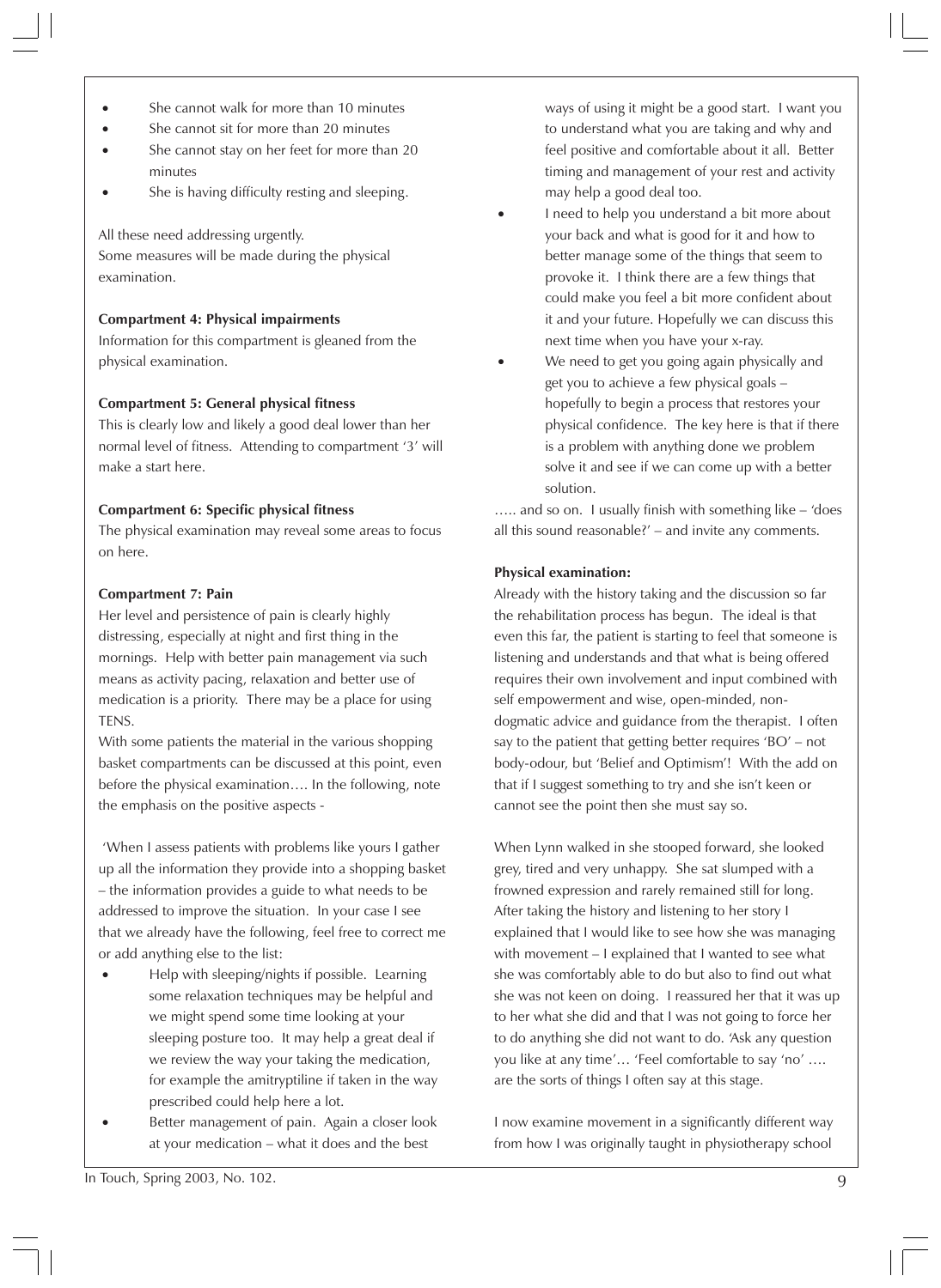- She cannot walk for more than 10 minutes
- She cannot sit for more than 20 minutes
- She cannot stay on her feet for more than 20 minutes
- She is having difficulty resting and sleeping.

All these need addressing urgently.
Some measures will be made during the physical examination.

**Compartment 4: Physical impairments**
Information for this compartment is gleaned from the physical examination.

**Compartment 5: General physical fitness**
This is clearly low and likely a good deal lower than her normal level of fitness. Attending to compartment '3' will make a start here.

**Compartment 6: Specific physical fitness**
The physical examination may reveal some areas to focus on here.

**Compartment 7: Pain**
Her level and persistence of pain is clearly highly distressing, especially at night and first thing in the mornings. Help with better pain management via such means as activity pacing, relaxation and better use of medication is a priority. There may be a place for using TENS.
With some patients the material in the various shopping basket compartments can be discussed at this point, even before the physical examination…. In the following, note the emphasis on the positive aspects -

'When I assess patients with problems like yours I gather up all the information they provide into a shopping basket – the information provides a guide to what needs to be addressed to improve the situation. In your case I see that we already have the following, feel free to correct me or add anything else to the list:

- Help with sleeping/nights if possible. Learning some relaxation techniques may be helpful and we might spend some time looking at your sleeping posture too. It may help a great deal if we review the way your taking the medication, for example the amitryptiline if taken in the way prescribed could help here a lot.
- Better management of pain. Again a closer look at your medication – what it does and the best ways of using it might be a good start. I want you to understand what you are taking and why and feel positive and comfortable about it all. Better timing and management of your rest and activity may help a good deal too.
- I need to help you understand a bit more about your back and what is good for it and how to better manage some of the things that seem to provoke it. I think there are a few things that could make you feel a bit more confident about it and your future. Hopefully we can discuss this next time when you have your x-ray.
- We need to get you going again physically and get you to achieve a few physical goals – hopefully to begin a process that restores your physical confidence. The key here is that if there is a problem with anything done we problem solve it and see if we can come up with a better solution.

….. and so on. I usually finish with something like – 'does all this sound reasonable?' – and invite any comments.

**Physical examination:**
Already with the history taking and the discussion so far the rehabilitation process has begun. The ideal is that even this far, the patient is starting to feel that someone is listening and understands and that what is being offered requires their own involvement and input combined with self empowerment and wise, open-minded, non-dogmatic advice and guidance from the therapist. I often say to the patient that getting better requires 'BO' – not body-odour, but 'Belief and Optimism'! With the add on that if I suggest something to try and she isn't keen or cannot see the point then she must say so.

When Lynn walked in she stooped forward, she looked grey, tired and very unhappy. She sat slumped with a frowned expression and rarely remained still for long. After taking the history and listening to her story I explained that I would like to see how she was managing with movement – I explained that I wanted to see what she was comfortably able to do but also to find out what she was not keen on doing. I reassured her that it was up to her what she did and that I was not going to force her to do anything she did not want to do. 'Ask any question you like at any time'… 'Feel comfortable to say 'no' …. are the sorts of things I often say at this stage.

I now examine movement in a significantly different way from how I was originally taught in physiotherapy school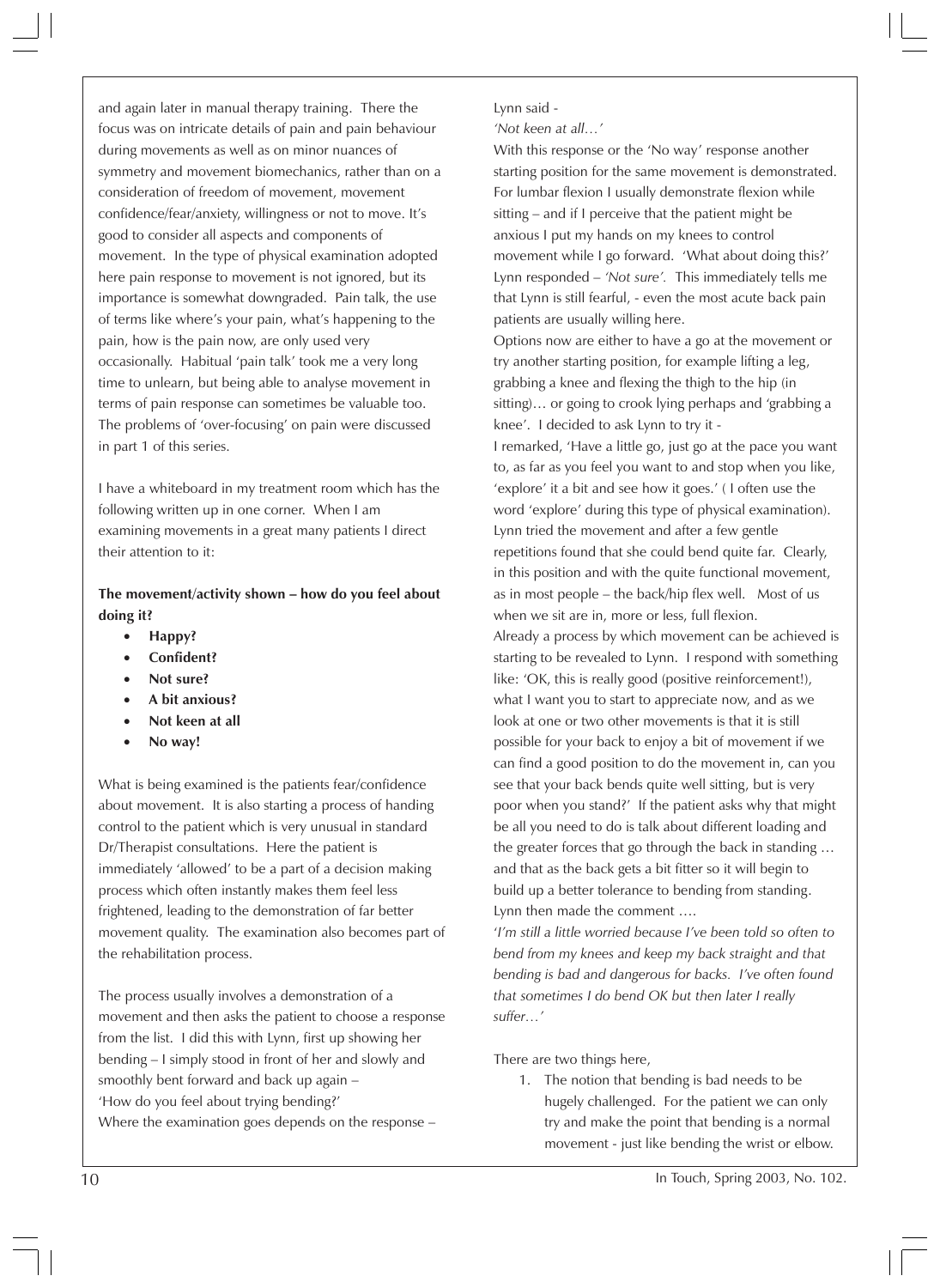and again later in manual therapy training. There the focus was on intricate details of pain and pain behaviour during movements as well as on minor nuances of symmetry and movement biomechanics, rather than on a consideration of freedom of movement, movement confidence/fear/anxiety, willingness or not to move. It's good to consider all aspects and components of movement. In the type of physical examination adopted here pain response to movement is not ignored, but its importance is somewhat downgraded. Pain talk, the use of terms like where's your pain, what's happening to the pain, how is the pain now, are only used very occasionally. Habitual 'pain talk' took me a very long time to unlearn, but being able to analyse movement in terms of pain response can sometimes be valuable too. The problems of 'over-focusing' on pain were discussed in part 1 of this series.

I have a whiteboard in my treatment room which has the following written up in one corner. When I am examining movements in a great many patients I direct their attention to it:

**The movement/activity shown – how do you feel about doing it?**

- **Happy?**
- **Confident?**
- **Not sure?**
- **A bit anxious?**
- **Not keen at all**
- **No way!**

What is being examined is the patients fear/confidence about movement. It is also starting a process of handing control to the patient which is very unusual in standard Dr/Therapist consultations. Here the patient is immediately 'allowed' to be a part of a decision making process which often instantly makes them feel less frightened, leading to the demonstration of far better movement quality. The examination also becomes part of the rehabilitation process.

The process usually involves a demonstration of a movement and then asks the patient to choose a response from the list. I did this with Lynn, first up showing her bending – I simply stood in front of her and slowly and smoothly bent forward and back up again –
'How do you feel about trying bending?'
Where the examination goes depends on the response –

Lynn said -
*'Not keen at all…'*

With this response or the 'No way' response another starting position for the same movement is demonstrated. For lumbar flexion I usually demonstrate flexion while sitting – and if I perceive that the patient might be anxious I put my hands on my knees to control movement while I go forward. 'What about doing this?' Lynn responded – *'Not sure'.* This immediately tells me that Lynn is still fearful, - even the most acute back pain patients are usually willing here.

Options now are either to have a go at the movement or try another starting position, for example lifting a leg, grabbing a knee and flexing the thigh to the hip (in sitting)… or going to crook lying perhaps and 'grabbing a knee'. I decided to ask Lynn to try it -

I remarked, 'Have a little go, just go at the pace you want to, as far as you feel you want to and stop when you like, 'explore' it a bit and see how it goes.' ( I often use the word 'explore' during this type of physical examination). Lynn tried the movement and after a few gentle repetitions found that she could bend quite far. Clearly, in this position and with the quite functional movement, as in most people – the back/hip flex well. Most of us when we sit are in, more or less, full flexion.

Already a process by which movement can be achieved is starting to be revealed to Lynn. I respond with something like: 'OK, this is really good (positive reinforcement!), what I want you to start to appreciate now, and as we look at one or two other movements is that it is still possible for your back to enjoy a bit of movement if we can find a good position to do the movement in, can you see that your back bends quite well sitting, but is very poor when you stand?' If the patient asks why that might be all you need to do is talk about different loading and the greater forces that go through the back in standing … and that as the back gets a bit fitter so it will begin to build up a better tolerance to bending from standing.

Lynn then made the comment ….

'*I'm still a little worried because I've been told so often to bend from my knees and keep my back straight and that bending is bad and dangerous for backs. I've often found that sometimes I do bend OK but then later I really suffer…'*

There are two things here,

1. The notion that bending is bad needs to be hugely challenged. For the patient we can only try and make the point that bending is a normal movement - just like bending the wrist or elbow.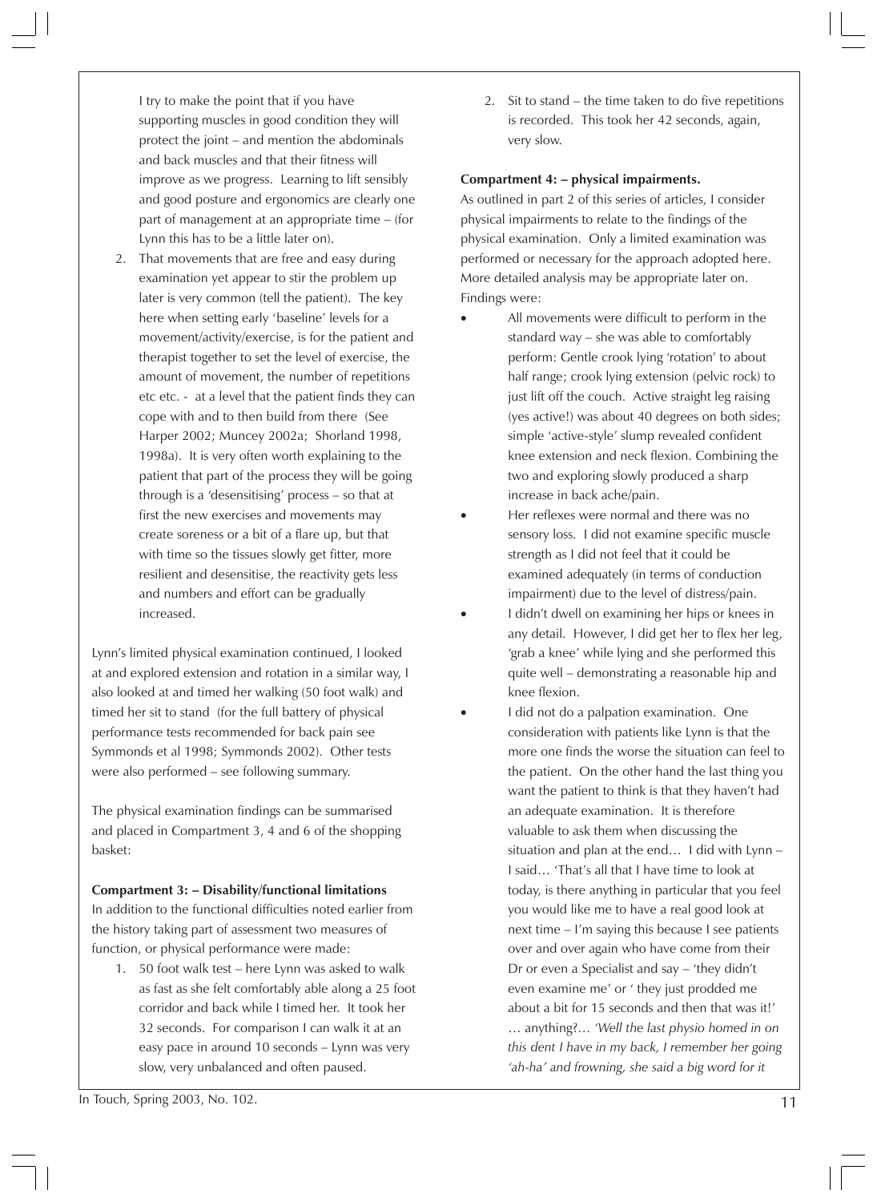I try to make the point that if you have supporting muscles in good condition they will protect the joint – and mention the abdominals and back muscles and that their fitness will improve as we progress. Learning to lift sensibly and good posture and ergonomics are clearly one part of management at an appropriate time – (for Lynn this has to be a little later on).

2. That movements that are free and easy during examination yet appear to stir the problem up later is very common (tell the patient). The key here when setting early 'baseline' levels for a movement/activity/exercise, is for the patient and therapist together to set the level of exercise, the amount of movement, the number of repetitions etc etc. - at a level that the patient finds they can cope with and to then build from there (See Harper 2002; Muncey 2002a; Shorland 1998, 1998a). It is very often worth explaining to the patient that part of the process they will be going through is a 'desensitising' process – so that at first the new exercises and movements may create soreness or a bit of a flare up, but that with time so the tissues slowly get fitter, more resilient and desensitise, the reactivity gets less and numbers and effort can be gradually increased.

Lynn's limited physical examination continued, I looked at and explored extension and rotation in a similar way, I also looked at and timed her walking (50 foot walk) and timed her sit to stand (for the full battery of physical performance tests recommended for back pain see Symmonds et al 1998; Symmonds 2002). Other tests were also performed – see following summary.

The physical examination findings can be summarised and placed in Compartment 3, 4 and 6 of the shopping basket:

**Compartment 3: – Disability/functional limitations**

In addition to the functional difficulties noted earlier from the history taking part of assessment two measures of function, or physical performance were made:

1. 50 foot walk test – here Lynn was asked to walk as fast as she felt comfortably able along a 25 foot corridor and back while I timed her. It took her 32 seconds. For comparison I can walk it at an easy pace in around 10 seconds – Lynn was very slow, very unbalanced and often paused.
2. Sit to stand – the time taken to do five repetitions is recorded. This took her 42 seconds, again, very slow.

**Compartment 4: – physical impairments.**

As outlined in part 2 of this series of articles, I consider physical impairments to relate to the findings of the physical examination. Only a limited examination was performed or necessary for the approach adopted here. More detailed analysis may be appropriate later on. Findings were:

- All movements were difficult to perform in the standard way – she was able to comfortably perform: Gentle crook lying 'rotation' to about half range; crook lying extension (pelvic rock) to just lift off the couch. Active straight leg raising (yes active!) was about 40 degrees on both sides; simple 'active-style' slump revealed confident knee extension and neck flexion. Combining the two and exploring slowly produced a sharp increase in back ache/pain.
- Her reflexes were normal and there was no sensory loss. I did not examine specific muscle strength as I did not feel that it could be examined adequately (in terms of conduction impairment) due to the level of distress/pain.
- I didn't dwell on examining her hips or knees in any detail. However, I did get her to flex her leg, 'grab a knee' while lying and she performed this quite well – demonstrating a reasonable hip and knee flexion.
- I did not do a palpation examination. One consideration with patients like Lynn is that the more one finds the worse the situation can feel to the patient. On the other hand the last thing you want the patient to think is that they haven't had an adequate examination. It is therefore valuable to ask them when discussing the situation and plan at the end… I did with Lynn – I said… 'That's all that I have time to look at today, is there anything in particular that you feel you would like me to have a real good look at next time – I'm saying this because I see patients over and over again who have come from their Dr or even a Specialist and say – 'they didn't even examine me' or ' they just prodded me about a bit for 15 seconds and then that was it!' … anything?… *'Well the last physio homed in on this dent I have in my back, I remember her going 'ah-ha' and frowning, she said a big word for it*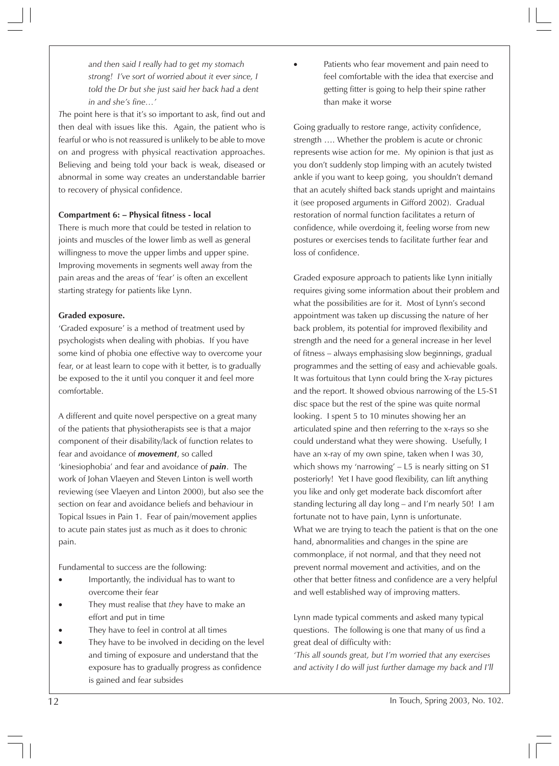*and then said I really had to get my stomach strong! I've sort of worried about it ever since, I told the Dr but she just said her back had a dent in and she's fine…'*

The point here is that it's so important to ask, find out and then deal with issues like this. Again, the patient who is fearful or who is not reassured is unlikely to be able to move on and progress with physical reactivation approaches. Believing and being told your back is weak, diseased or abnormal in some way creates an understandable barrier to recovery of physical confidence.

**Compartment 6: – Physical fitness - local**

There is much more that could be tested in relation to joints and muscles of the lower limb as well as general willingness to move the upper limbs and upper spine. Improving movements in segments well away from the pain areas and the areas of 'fear' is often an excellent starting strategy for patients like Lynn.

**Graded exposure.**

'Graded exposure' is a method of treatment used by psychologists when dealing with phobias. If you have some kind of phobia one effective way to overcome your fear, or at least learn to cope with it better, is to gradually be exposed to the it until you conquer it and feel more comfortable.

A different and quite novel perspective on a great many of the patients that physiotherapists see is that a major component of their disability/lack of function relates to fear and avoidance of ***movement***, so called 'kinesiophobia' and fear and avoidance of ***pain***. The work of Johan Vlaeyen and Steven Linton is well worth reviewing (see Vlaeyen and Linton 2000), but also see the section on fear and avoidance beliefs and behaviour in Topical Issues in Pain 1. Fear of pain/movement applies to acute pain states just as much as it does to chronic pain.

Fundamental to success are the following:

- Importantly, the individual has to want to overcome their fear
- They must realise that *they* have to make an effort and put in time
- They have to feel in control at all times
- They have to be involved in deciding on the level and timing of exposure and understand that the exposure has to gradually progress as confidence is gained and fear subsides
- Patients who fear movement and pain need to feel comfortable with the idea that exercise and getting fitter is going to help their spine rather than make it worse

Going gradually to restore range, activity confidence, strength …. Whether the problem is acute or chronic represents wise action for me. My opinion is that just as you don't suddenly stop limping with an acutely twisted ankle if you want to keep going, you shouldn't demand that an acutely shifted back stands upright and maintains it (see proposed arguments in Gifford 2002). Gradual restoration of normal function facilitates a return of confidence, while overdoing it, feeling worse from new postures or exercises tends to facilitate further fear and loss of confidence.

Graded exposure approach to patients like Lynn initially requires giving some information about their problem and what the possibilities are for it. Most of Lynn's second appointment was taken up discussing the nature of her back problem, its potential for improved flexibility and strength and the need for a general increase in her level of fitness – always emphasising slow beginnings, gradual programmes and the setting of easy and achievable goals. It was fortuitous that Lynn could bring the X-ray pictures and the report. It showed obvious narrowing of the L5-S1 disc space but the rest of the spine was quite normal looking. I spent 5 to 10 minutes showing her an articulated spine and then referring to the x-rays so she could understand what they were showing. Usefully, I have an x-ray of my own spine, taken when I was 30, which shows my 'narrowing' – L5 is nearly sitting on S1 posteriorly! Yet I have good flexibility, can lift anything you like and only get moderate back discomfort after standing lecturing all day long – and I'm nearly 50! I am fortunate not to have pain, Lynn is unfortunate. What we are trying to teach the patient is that on the one hand, abnormalities and changes in the spine are commonplace, if not normal, and that they need not prevent normal movement and activities, and on the other that better fitness and confidence are a very helpful and well established way of improving matters.

Lynn made typical comments and asked many typical questions. The following is one that many of us find a great deal of difficulty with:

*'This all sounds great, but I'm worried that any exercises and activity I do will just further damage my back and I'll*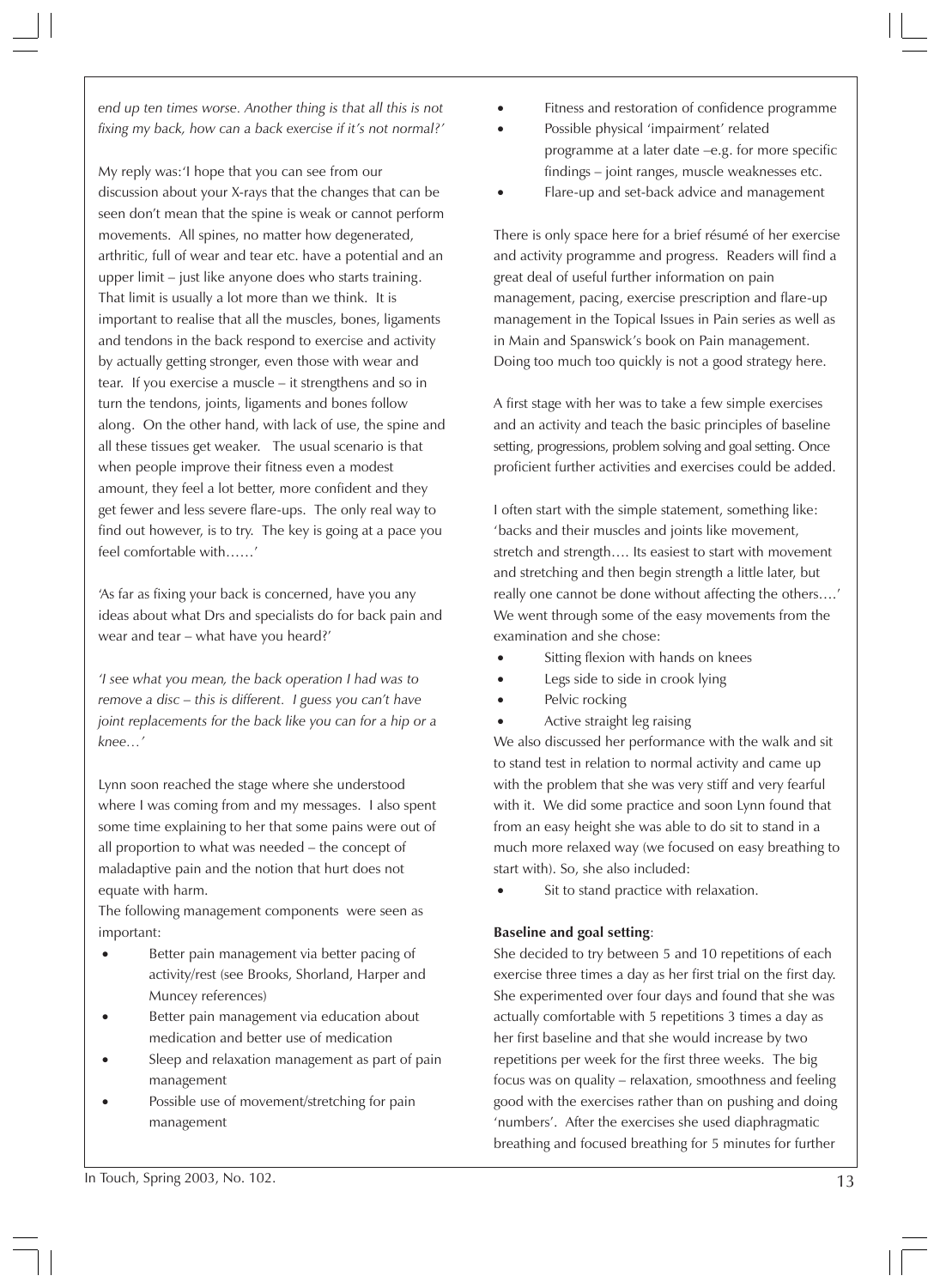*end up ten times worse. Another thing is that all this is not fixing my back, how can a back exercise if it's not normal?'*

My reply was:'I hope that you can see from our discussion about your X-rays that the changes that can be seen don't mean that the spine is weak or cannot perform movements. All spines, no matter how degenerated, arthritic, full of wear and tear etc. have a potential and an upper limit – just like anyone does who starts training. That limit is usually a lot more than we think. It is important to realise that all the muscles, bones, ligaments and tendons in the back respond to exercise and activity by actually getting stronger, even those with wear and tear. If you exercise a muscle – it strengthens and so in turn the tendons, joints, ligaments and bones follow along. On the other hand, with lack of use, the spine and all these tissues get weaker. The usual scenario is that when people improve their fitness even a modest amount, they feel a lot better, more confident and they get fewer and less severe flare-ups. The only real way to find out however, is to try. The key is going at a pace you feel comfortable with……'

'As far as fixing your back is concerned, have you any ideas about what Drs and specialists do for back pain and wear and tear – what have you heard?'

*'I see what you mean, the back operation I had was to remove a disc – this is different. I guess you can't have joint replacements for the back like you can for a hip or a knee…'*

Lynn soon reached the stage where she understood where I was coming from and my messages. I also spent some time explaining to her that some pains were out of all proportion to what was needed – the concept of maladaptive pain and the notion that hurt does not equate with harm.

The following management components were seen as important:

- Better pain management via better pacing of activity/rest (see Brooks, Shorland, Harper and Muncey references)
- Better pain management via education about medication and better use of medication
- Sleep and relaxation management as part of pain management
- Possible use of movement/stretching for pain management
- Fitness and restoration of confidence programme
- Possible physical 'impairment' related programme at a later date –e.g. for more specific findings – joint ranges, muscle weaknesses etc.
- Flare-up and set-back advice and management

There is only space here for a brief résumé of her exercise and activity programme and progress. Readers will find a great deal of useful further information on pain management, pacing, exercise prescription and flare-up management in the Topical Issues in Pain series as well as in Main and Spanswick's book on Pain management. Doing too much too quickly is not a good strategy here.

A first stage with her was to take a few simple exercises and an activity and teach the basic principles of baseline setting, progressions, problem solving and goal setting. Once proficient further activities and exercises could be added.

I often start with the simple statement, something like: 'backs and their muscles and joints like movement, stretch and strength…. Its easiest to start with movement and stretching and then begin strength a little later, but really one cannot be done without affecting the others….' We went through some of the easy movements from the examination and she chose:

- Sitting flexion with hands on knees
- Legs side to side in crook lying
- Pelvic rocking
- Active straight leg raising

We also discussed her performance with the walk and sit to stand test in relation to normal activity and came up with the problem that she was very stiff and very fearful with it. We did some practice and soon Lynn found that from an easy height she was able to do sit to stand in a much more relaxed way (we focused on easy breathing to start with). So, she also included:

- Sit to stand practice with relaxation.

**Baseline and goal setting**:

She decided to try between 5 and 10 repetitions of each exercise three times a day as her first trial on the first day. She experimented over four days and found that she was actually comfortable with 5 repetitions 3 times a day as her first baseline and that she would increase by two repetitions per week for the first three weeks. The big focus was on quality – relaxation, smoothness and feeling good with the exercises rather than on pushing and doing 'numbers'. After the exercises she used diaphragmatic breathing and focused breathing for 5 minutes for further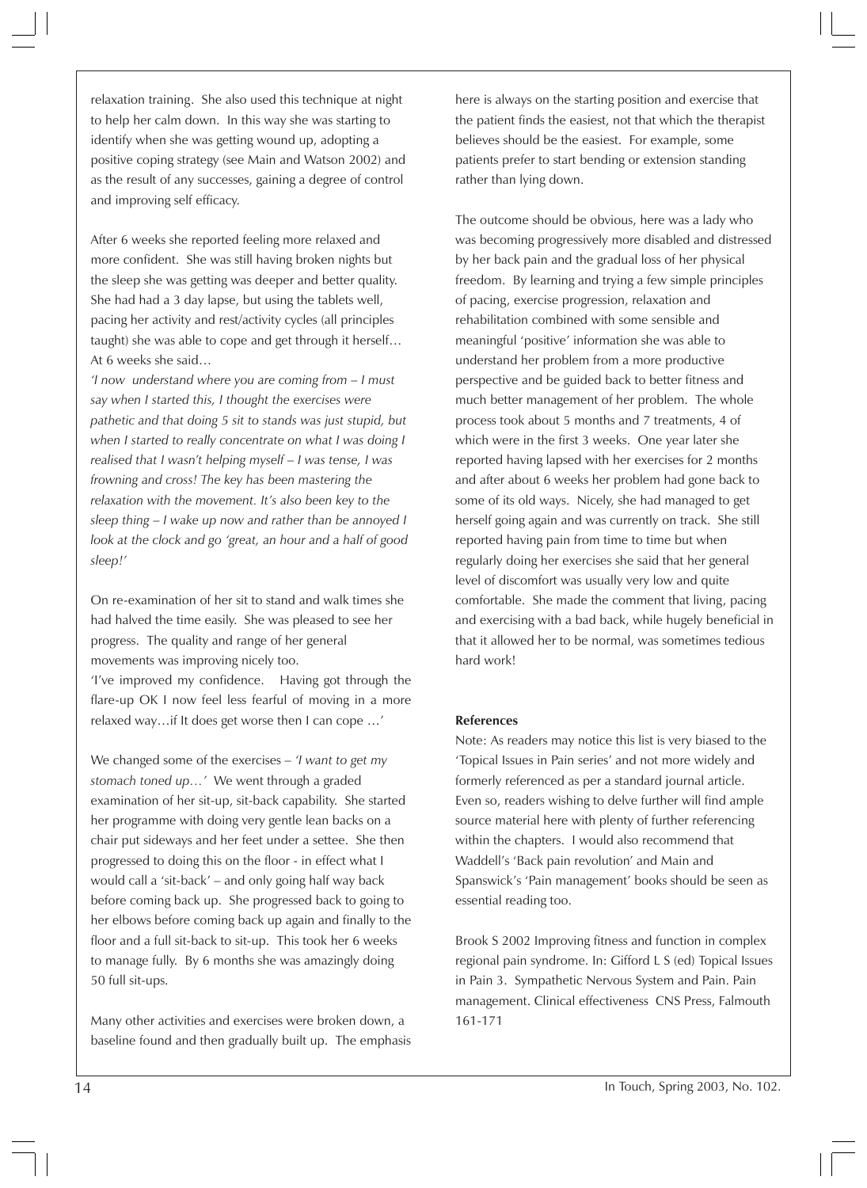relaxation training. She also used this technique at night to help her calm down. In this way she was starting to identify when she was getting wound up, adopting a positive coping strategy (see Main and Watson 2002) and as the result of any successes, gaining a degree of control and improving self efficacy.

After 6 weeks she reported feeling more relaxed and more confident. She was still having broken nights but the sleep she was getting was deeper and better quality. She had had a 3 day lapse, but using the tablets well, pacing her activity and rest/activity cycles (all principles taught) she was able to cope and get through it herself… At 6 weeks she said…

*'I now understand where you are coming from – I must say when I started this, I thought the exercises were pathetic and that doing 5 sit to stands was just stupid, but when I started to really concentrate on what I was doing I realised that I wasn't helping myself – I was tense, I was frowning and cross! The key has been mastering the relaxation with the movement. It's also been key to the sleep thing – I wake up now and rather than be annoyed I look at the clock and go 'great, an hour and a half of good sleep!'*

On re-examination of her sit to stand and walk times she had halved the time easily. She was pleased to see her progress. The quality and range of her general movements was improving nicely too.

'I've improved my confidence. Having got through the flare-up OK I now feel less fearful of moving in a more relaxed way…if It does get worse then I can cope …'

We changed some of the exercises – *'I want to get my stomach toned up…'* We went through a graded examination of her sit-up, sit-back capability. She started her programme with doing very gentle lean backs on a chair put sideways and her feet under a settee. She then progressed to doing this on the floor - in effect what I would call a 'sit-back' – and only going half way back before coming back up. She progressed back to going to her elbows before coming back up again and finally to the floor and a full sit-back to sit-up. This took her 6 weeks to manage fully. By 6 months she was amazingly doing 50 full sit-ups.

Many other activities and exercises were broken down, a baseline found and then gradually built up. The emphasis here is always on the starting position and exercise that the patient finds the easiest, not that which the therapist believes should be the easiest. For example, some patients prefer to start bending or extension standing rather than lying down.

The outcome should be obvious, here was a lady who was becoming progressively more disabled and distressed by her back pain and the gradual loss of her physical freedom. By learning and trying a few simple principles of pacing, exercise progression, relaxation and rehabilitation combined with some sensible and meaningful 'positive' information she was able to understand her problem from a more productive perspective and be guided back to better fitness and much better management of her problem. The whole process took about 5 months and 7 treatments, 4 of which were in the first 3 weeks. One year later she reported having lapsed with her exercises for 2 months and after about 6 weeks her problem had gone back to some of its old ways. Nicely, she had managed to get herself going again and was currently on track. She still reported having pain from time to time but when regularly doing her exercises she said that her general level of discomfort was usually very low and quite comfortable. She made the comment that living, pacing and exercising with a bad back, while hugely beneficial in that it allowed her to be normal, was sometimes tedious hard work!

**References**

Note: As readers may notice this list is very biased to the 'Topical Issues in Pain series' and not more widely and formerly referenced as per a standard journal article. Even so, readers wishing to delve further will find ample source material here with plenty of further referencing within the chapters. I would also recommend that Waddell's 'Back pain revolution' and Main and Spanswick's 'Pain management' books should be seen as essential reading too.

Brook S 2002 Improving fitness and function in complex regional pain syndrome. In: Gifford L S (ed) Topical Issues in Pain 3. Sympathetic Nervous System and Pain. Pain management. Clinical effectiveness CNS Press, Falmouth 161-171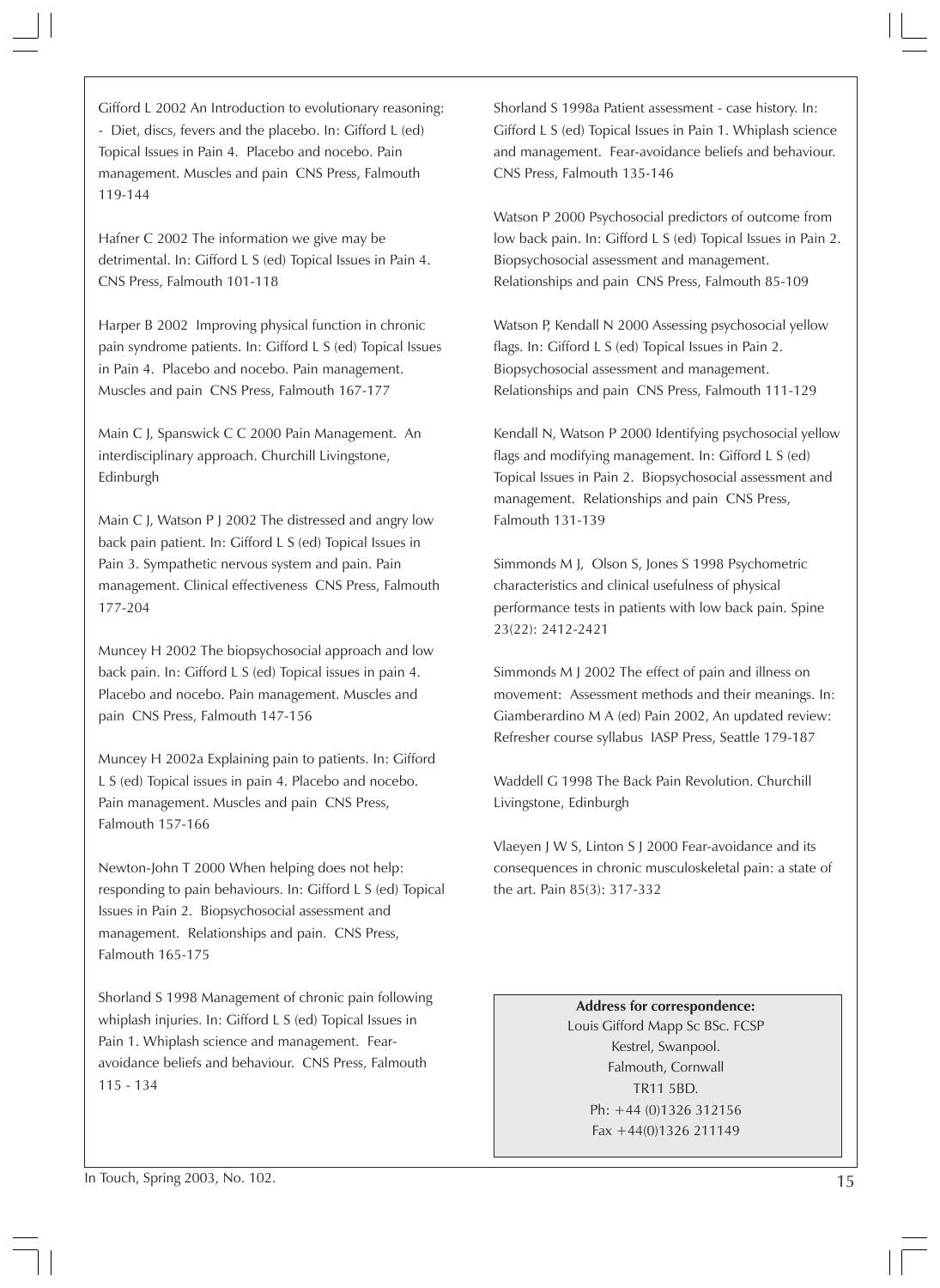Gifford L 2002 An Introduction to evolutionary reasoning: - Diet, discs, fevers and the placebo. In: Gifford L (ed) Topical Issues in Pain 4. Placebo and nocebo. Pain management. Muscles and pain CNS Press, Falmouth 119-144

Hafner C 2002 The information we give may be detrimental. In: Gifford L S (ed) Topical Issues in Pain 4. CNS Press, Falmouth 101-118

Harper B 2002 Improving physical function in chronic pain syndrome patients. In: Gifford L S (ed) Topical Issues in Pain 4. Placebo and nocebo. Pain management. Muscles and pain CNS Press, Falmouth 167-177

Main C J, Spanswick C C 2000 Pain Management. An interdisciplinary approach. Churchill Livingstone, Edinburgh

Main C J, Watson P J 2002 The distressed and angry low back pain patient. In: Gifford L S (ed) Topical Issues in Pain 3. Sympathetic nervous system and pain. Pain management. Clinical effectiveness CNS Press, Falmouth 177-204

Muncey H 2002 The biopsychosocial approach and low back pain. In: Gifford L S (ed) Topical issues in pain 4. Placebo and nocebo. Pain management. Muscles and pain CNS Press, Falmouth 147-156

Muncey H 2002a Explaining pain to patients. In: Gifford L S (ed) Topical issues in pain 4. Placebo and nocebo. Pain management. Muscles and pain CNS Press, Falmouth 157-166

Newton-John T 2000 When helping does not help: responding to pain behaviours. In: Gifford L S (ed) Topical Issues in Pain 2. Biopsychosocial assessment and management. Relationships and pain. CNS Press, Falmouth 165-175

Shorland S 1998 Management of chronic pain following whiplash injuries. In: Gifford L S (ed) Topical Issues in Pain 1. Whiplash science and management. Fear-avoidance beliefs and behaviour. CNS Press, Falmouth 115 - 134

Shorland S 1998a Patient assessment - case history. In: Gifford L S (ed) Topical Issues in Pain 1. Whiplash science and management. Fear-avoidance beliefs and behaviour. CNS Press, Falmouth 135-146

Watson P 2000 Psychosocial predictors of outcome from low back pain. In: Gifford L S (ed) Topical Issues in Pain 2. Biopsychosocial assessment and management. Relationships and pain CNS Press, Falmouth 85-109

Watson P, Kendall N 2000 Assessing psychosocial yellow flags. In: Gifford L S (ed) Topical Issues in Pain 2. Biopsychosocial assessment and management. Relationships and pain CNS Press, Falmouth 111-129

Kendall N, Watson P 2000 Identifying psychosocial yellow flags and modifying management. In: Gifford L S (ed) Topical Issues in Pain 2. Biopsychosocial assessment and management. Relationships and pain CNS Press, Falmouth 131-139

Simmonds M J, Olson S, Jones S 1998 Psychometric characteristics and clinical usefulness of physical performance tests in patients with low back pain. Spine 23(22): 2412-2421

Simmonds M J 2002 The effect of pain and illness on movement: Assessment methods and their meanings. In: Giamberardino M A (ed) Pain 2002, An updated review: Refresher course syllabus IASP Press, Seattle 179-187

Waddell G 1998 The Back Pain Revolution. Churchill Livingstone, Edinburgh

Vlaeyen J W S, Linton S J 2000 Fear-avoidance and its consequences in chronic musculoskeletal pain: a state of the art. Pain 85(3): 317-332

**Address for correspondence:**
Louis Gifford Mapp Sc BSc. FCSP
Kestrel, Swanpool.
Falmouth, Cornwall
TR11 5BD.
Ph: +44 (0)1326 312156
Fax +44(0)1326 211149